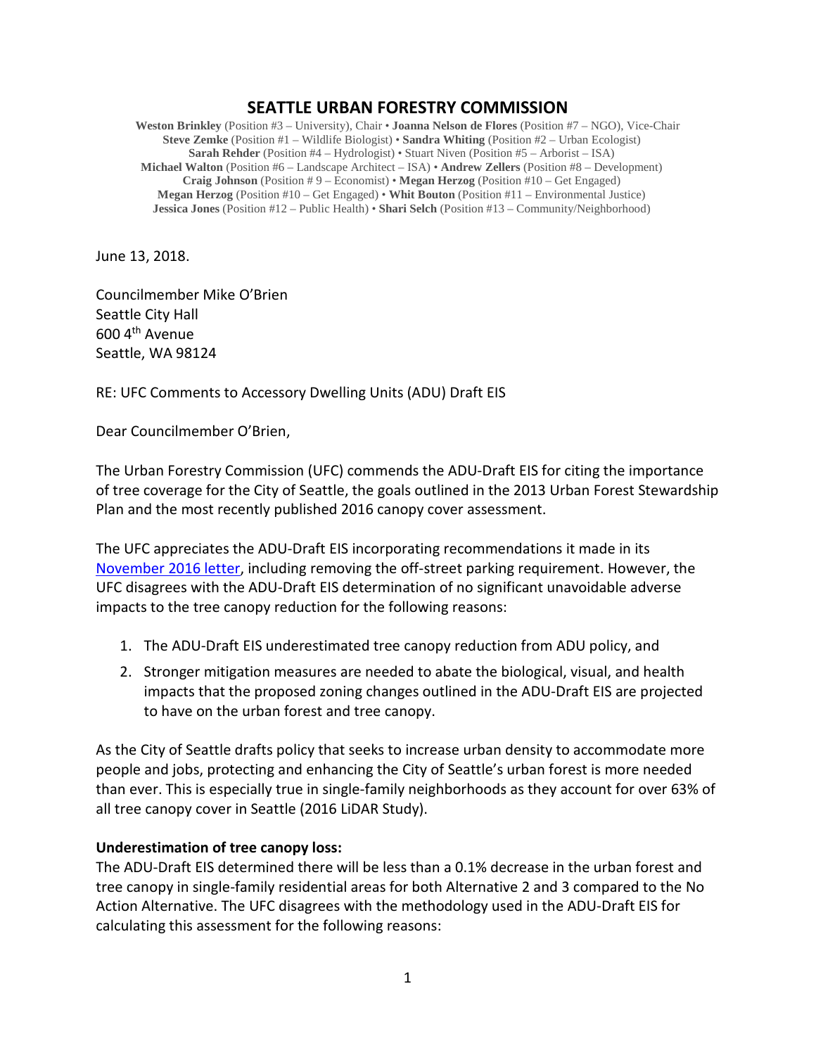## SEATTLE URBAN FORESTRY COMMISSION

**Weston Brinkley** (Position #3 – University), Chair • **Joanna Nelson de Flores** (Position #7 – NGO), Vice-Chair
**Steve Zemke** (Position #1 – Wildlife Biologist) • **Sandra Whiting** (Position #2 – Urban Ecologist)
**Sarah Rehder** (Position #4 – Hydrologist) • Stuart Niven (Position #5 – Arborist – ISA)
**Michael Walton** (Position #6 – Landscape Architect – ISA) • **Andrew Zellers** (Position #8 – Development)
**Craig Johnson** (Position # 9 – Economist) • **Megan Herzog** (Position #10 – Get Engaged)
**Megan Herzog** (Position #10 – Get Engaged) • **Whit Bouton** (Position #11 – Environmental Justice)
**Jessica Jones** (Position #12 – Public Health) • **Shari Selch** (Position #13 – Community/Neighborhood)

June 13, 2018.

Councilmember Mike O'Brien
Seattle City Hall
600 4th Avenue
Seattle, WA 98124

RE: UFC Comments to Accessory Dwelling Units (ADU) Draft EIS

Dear Councilmember O'Brien,

The Urban Forestry Commission (UFC) commends the ADU-Draft EIS for citing the importance of tree coverage for the City of Seattle, the goals outlined in the 2013 Urban Forest Stewardship Plan and the most recently published 2016 canopy cover assessment.

The UFC appreciates the ADU-Draft EIS incorporating recommendations it made in its November 2016 letter, including removing the off-street parking requirement. However, the UFC disagrees with the ADU-Draft EIS determination of no significant unavoidable adverse impacts to the tree canopy reduction for the following reasons:

1. The ADU-Draft EIS underestimated tree canopy reduction from ADU policy, and
2. Stronger mitigation measures are needed to abate the biological, visual, and health impacts that the proposed zoning changes outlined in the ADU-Draft EIS are projected to have on the urban forest and tree canopy.

As the City of Seattle drafts policy that seeks to increase urban density to accommodate more people and jobs, protecting and enhancing the City of Seattle's urban forest is more needed than ever. This is especially true in single-family neighborhoods as they account for over 63% of all tree canopy cover in Seattle (2016 LiDAR Study).

**Underestimation of tree canopy loss:**

The ADU-Draft EIS determined there will be less than a 0.1% decrease in the urban forest and tree canopy in single-family residential areas for both Alternative 2 and 3 compared to the No Action Alternative. The UFC disagrees with the methodology used in the ADU-Draft EIS for calculating this assessment for the following reasons: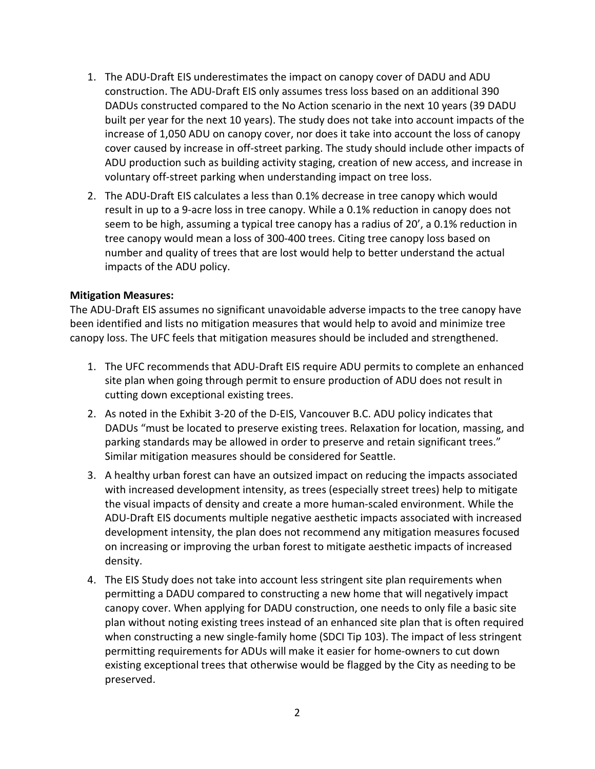1. The ADU-Draft EIS underestimates the impact on canopy cover of DADU and ADU construction. The ADU-Draft EIS only assumes tress loss based on an additional 390 DADUs constructed compared to the No Action scenario in the next 10 years (39 DADU built per year for the next 10 years). The study does not take into account impacts of the increase of 1,050 ADU on canopy cover, nor does it take into account the loss of canopy cover caused by increase in off-street parking. The study should include other impacts of ADU production such as building activity staging, creation of new access, and increase in voluntary off-street parking when understanding impact on tree loss.
2. The ADU-Draft EIS calculates a less than 0.1% decrease in tree canopy which would result in up to a 9-acre loss in tree canopy. While a 0.1% reduction in canopy does not seem to be high, assuming a typical tree canopy has a radius of 20', a 0.1% reduction in tree canopy would mean a loss of 300-400 trees. Citing tree canopy loss based on number and quality of trees that are lost would help to better understand the actual impacts of the ADU policy.

**Mitigation Measures:**

The ADU-Draft EIS assumes no significant unavoidable adverse impacts to the tree canopy have been identified and lists no mitigation measures that would help to avoid and minimize tree canopy loss. The UFC feels that mitigation measures should be included and strengthened.

1. The UFC recommends that ADU-Draft EIS require ADU permits to complete an enhanced site plan when going through permit to ensure production of ADU does not result in cutting down exceptional existing trees.
2. As noted in the Exhibit 3-20 of the D-EIS, Vancouver B.C. ADU policy indicates that DADUs "must be located to preserve existing trees. Relaxation for location, massing, and parking standards may be allowed in order to preserve and retain significant trees." Similar mitigation measures should be considered for Seattle.
3. A healthy urban forest can have an outsized impact on reducing the impacts associated with increased development intensity, as trees (especially street trees) help to mitigate the visual impacts of density and create a more human-scaled environment. While the ADU-Draft EIS documents multiple negative aesthetic impacts associated with increased development intensity, the plan does not recommend any mitigation measures focused on increasing or improving the urban forest to mitigate aesthetic impacts of increased density.
4. The EIS Study does not take into account less stringent site plan requirements when permitting a DADU compared to constructing a new home that will negatively impact canopy cover. When applying for DADU construction, one needs to only file a basic site plan without noting existing trees instead of an enhanced site plan that is often required when constructing a new single-family home (SDCI Tip 103). The impact of less stringent permitting requirements for ADUs will make it easier for home-owners to cut down existing exceptional trees that otherwise would be flagged by the City as needing to be preserved.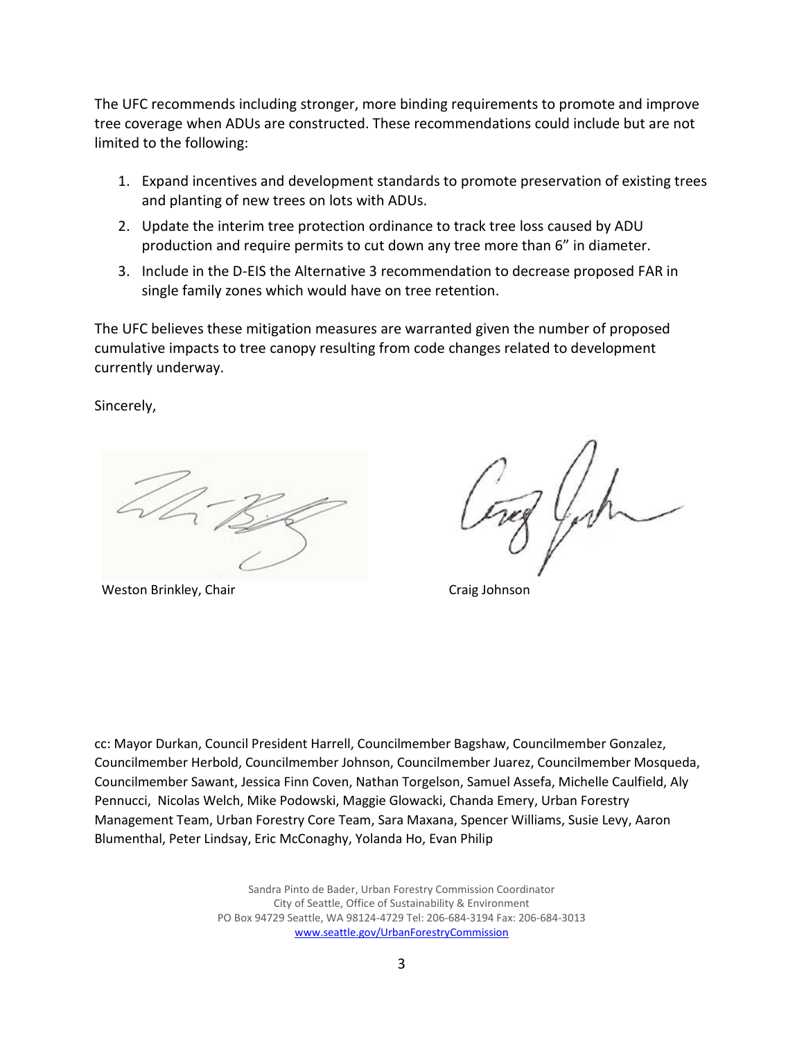The UFC recommends including stronger, more binding requirements to promote and improve tree coverage when ADUs are constructed. These recommendations could include but are not limited to the following:

1. Expand incentives and development standards to promote preservation of existing trees and planting of new trees on lots with ADUs.
2. Update the interim tree protection ordinance to track tree loss caused by ADU production and require permits to cut down any tree more than 6" in diameter.
3. Include in the D-EIS the Alternative 3 recommendation to decrease proposed FAR in single family zones which would have on tree retention.

The UFC believes these mitigation measures are warranted given the number of proposed cumulative impacts to tree canopy resulting from code changes related to development currently underway.

Sincerely,

Weston Brinkley, Chair

Craig Johnson

cc: Mayor Durkan, Council President Harrell, Councilmember Bagshaw, Councilmember Gonzalez, Councilmember Herbold, Councilmember Johnson, Councilmember Juarez, Councilmember Mosqueda, Councilmember Sawant, Jessica Finn Coven, Nathan Torgelson, Samuel Assefa, Michelle Caulfield, Aly Pennucci, Nicolas Welch, Mike Podowski, Maggie Glowacki, Chanda Emery, Urban Forestry Management Team, Urban Forestry Core Team, Sara Maxana, Spencer Williams, Susie Levy, Aaron Blumenthal, Peter Lindsay, Eric McConaghy, Yolanda Ho, Evan Philip

Sandra Pinto de Bader, Urban Forestry Commission Coordinator
City of Seattle, Office of Sustainability & Environment
PO Box 94729 Seattle, WA 98124-4729 Tel: 206-684-3194 Fax: 206-684-3013
www.seattle.gov/UrbanForestryCommission